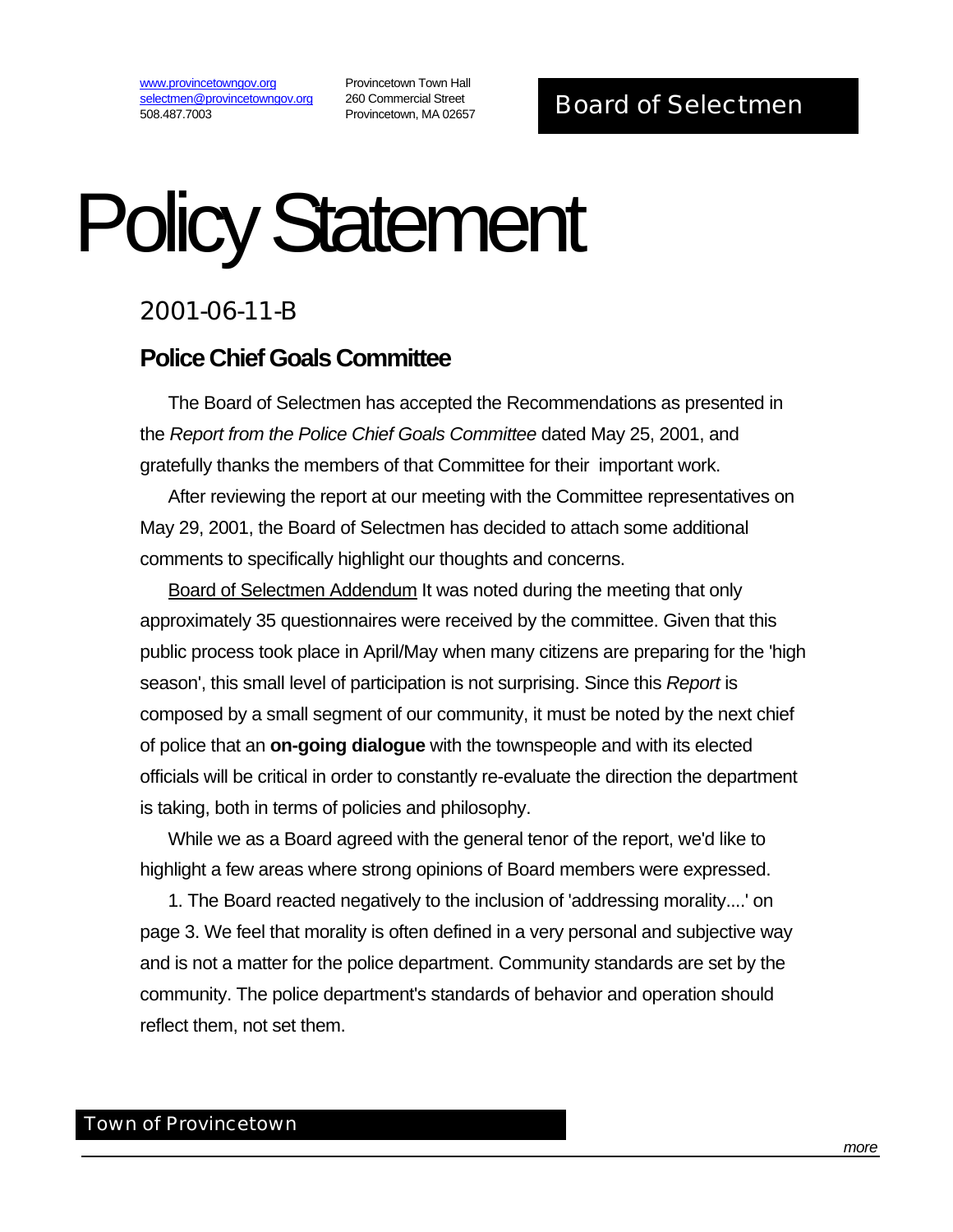www.provincetowngov.org
selectmen@provincetowngov.org
508.487.7003

Provincetown Town Hall
260 Commercial Street
Provincetown, MA 02657

**Board of Selectmen**

# Policy Statement

## 2001-06-11-B

### Police Chief Goals Committee

The Board of Selectmen has accepted the Recommendations as presented in the *Report from the Police Chief Goals Committee* dated May 25, 2001, and gratefully thanks the members of that Committee for their important work.

After reviewing the report at our meeting with the Committee representatives on May 29, 2001, the Board of Selectmen has decided to attach some additional comments to specifically highlight our thoughts and concerns.

<u>Board of Selectmen Addendum</u> It was noted during the meeting that only approximately 35 questionnaires were received by the committee. Given that this public process took place in April/May when many citizens are preparing for the 'high season', this small level of participation is not surprising. Since this *Report* is composed by a small segment of our community, it must be noted by the next chief of police that an **on-going dialogue** with the townspeople and with its elected officials will be critical in order to constantly re-evaluate the direction the department is taking, both in terms of policies and philosophy.

While we as a Board agreed with the general tenor of the report, we'd like to highlight a few areas where strong opinions of Board members were expressed.

1. The Board reacted negatively to the inclusion of 'addressing morality....' on page 3. We feel that morality is often defined in a very personal and subjective way and is not a matter for the police department. Community standards are set by the community. The police department's standards of behavior and operation should reflect them, not set them.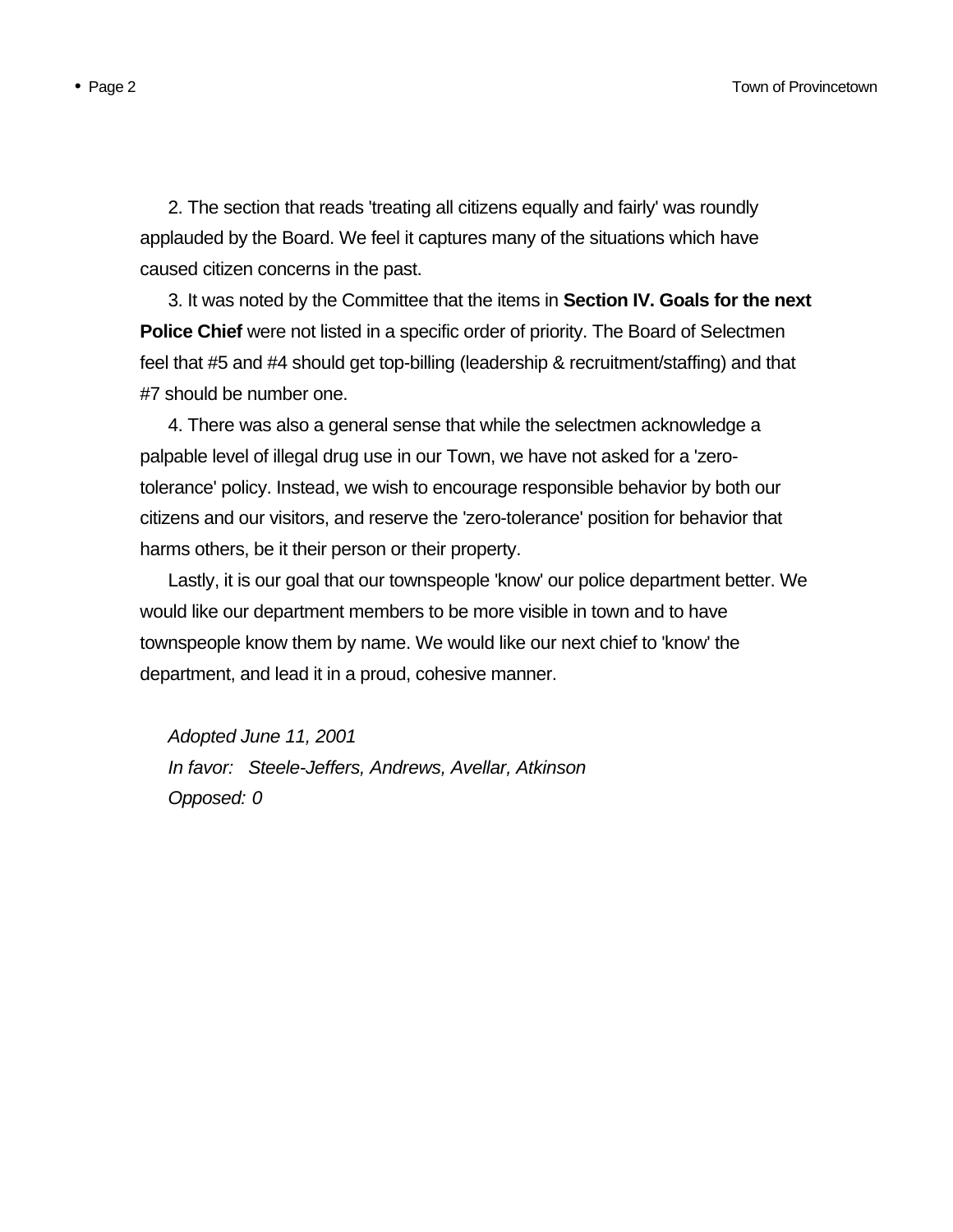2. The section that reads 'treating all citizens equally and fairly' was roundly applauded by the Board. We feel it captures many of the situations which have caused citizen concerns in the past.

3. It was noted by the Committee that the items in **Section IV. Goals for the next Police Chief** were not listed in a specific order of priority. The Board of Selectmen feel that #5 and #4 should get top-billing (leadership & recruitment/staffing) and that #7 should be number one.

4. There was also a general sense that while the selectmen acknowledge a palpable level of illegal drug use in our Town, we have not asked for a 'zero-tolerance' policy. Instead, we wish to encourage responsible behavior by both our citizens and our visitors, and reserve the 'zero-tolerance' position for behavior that harms others, be it their person or their property.

Lastly, it is our goal that our townspeople 'know' our police department better. We would like our department members to be more visible in town and to have townspeople know them by name. We would like our next chief to 'know' the department, and lead it in a proud, cohesive manner.

*Adopted June 11, 2001*
*In favor: Steele-Jeffers, Andrews, Avellar, Atkinson*
*Opposed: 0*